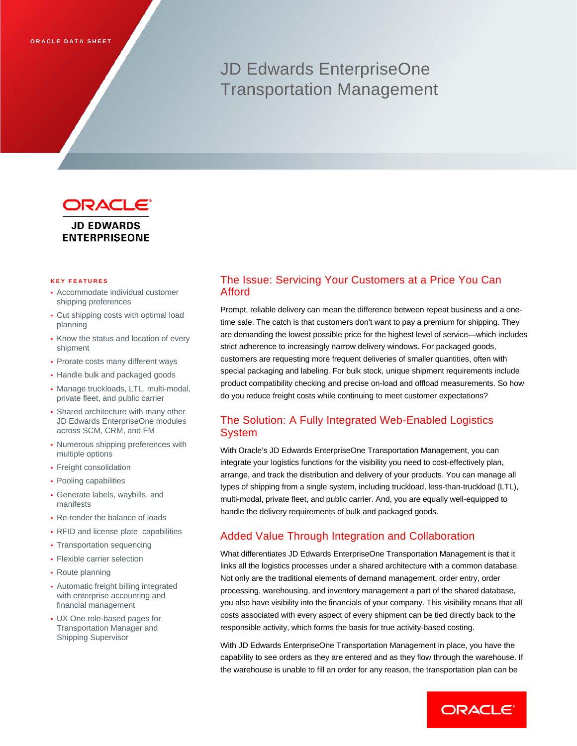ORACLE DATA SHEET

# JD Edwards EnterpriseOne Transportation Management

ORACLE
JD EDWARDS ENTERPRISEONE

### KEY FEATURES

- Accommodate individual customer shipping preferences
- Cut shipping costs with optimal load planning
- Know the status and location of every shipment
- Prorate costs many different ways
- Handle bulk and packaged goods
- Manage truckloads, LTL, multi-modal, private fleet, and public carrier
- Shared architecture with many other JD Edwards EnterpriseOne modules across SCM, CRM, and FM
- Numerous shipping preferences with multiple options
- Freight consolidation
- Pooling capabilities
- Generate labels, waybills, and manifests
- Re-tender the balance of loads
- RFID and license plate capabilities
- Transportation sequencing
- Flexible carrier selection
- Route planning
- Automatic freight billing integrated with enterprise accounting and financial management
- UX One role-based pages for Transportation Manager and Shipping Supervisor

## The Issue: Servicing Your Customers at a Price You Can Afford

Prompt, reliable delivery can mean the difference between repeat business and a one-time sale. The catch is that customers don't want to pay a premium for shipping. They are demanding the lowest possible price for the highest level of service—which includes strict adherence to increasingly narrow delivery windows. For packaged goods, customers are requesting more frequent deliveries of smaller quantities, often with special packaging and labeling. For bulk stock, unique shipment requirements include product compatibility checking and precise on-load and offload measurements. So how do you reduce freight costs while continuing to meet customer expectations?

## The Solution: A Fully Integrated Web-Enabled Logistics System

With Oracle's JD Edwards EnterpriseOne Transportation Management, you can integrate your logistics functions for the visibility you need to cost-effectively plan, arrange, and track the distribution and delivery of your products. You can manage all types of shipping from a single system, including truckload, less-than-truckload (LTL), multi-modal, private fleet, and public carrier. And, you are equally well-equipped to handle the delivery requirements of bulk and packaged goods.

## Added Value Through Integration and Collaboration

What differentiates JD Edwards EnterpriseOne Transportation Management is that it links all the logistics processes under a shared architecture with a common database. Not only are the traditional elements of demand management, order entry, order processing, warehousing, and inventory management a part of the shared database, you also have visibility into the financials of your company. This visibility means that all costs associated with every aspect of every shipment can be tied directly back to the responsible activity, which forms the basis for true activity-based costing.

With JD Edwards EnterpriseOne Transportation Management in place, you have the capability to see orders as they are entered and as they flow through the warehouse. If the warehouse is unable to fill an order for any reason, the transportation plan can be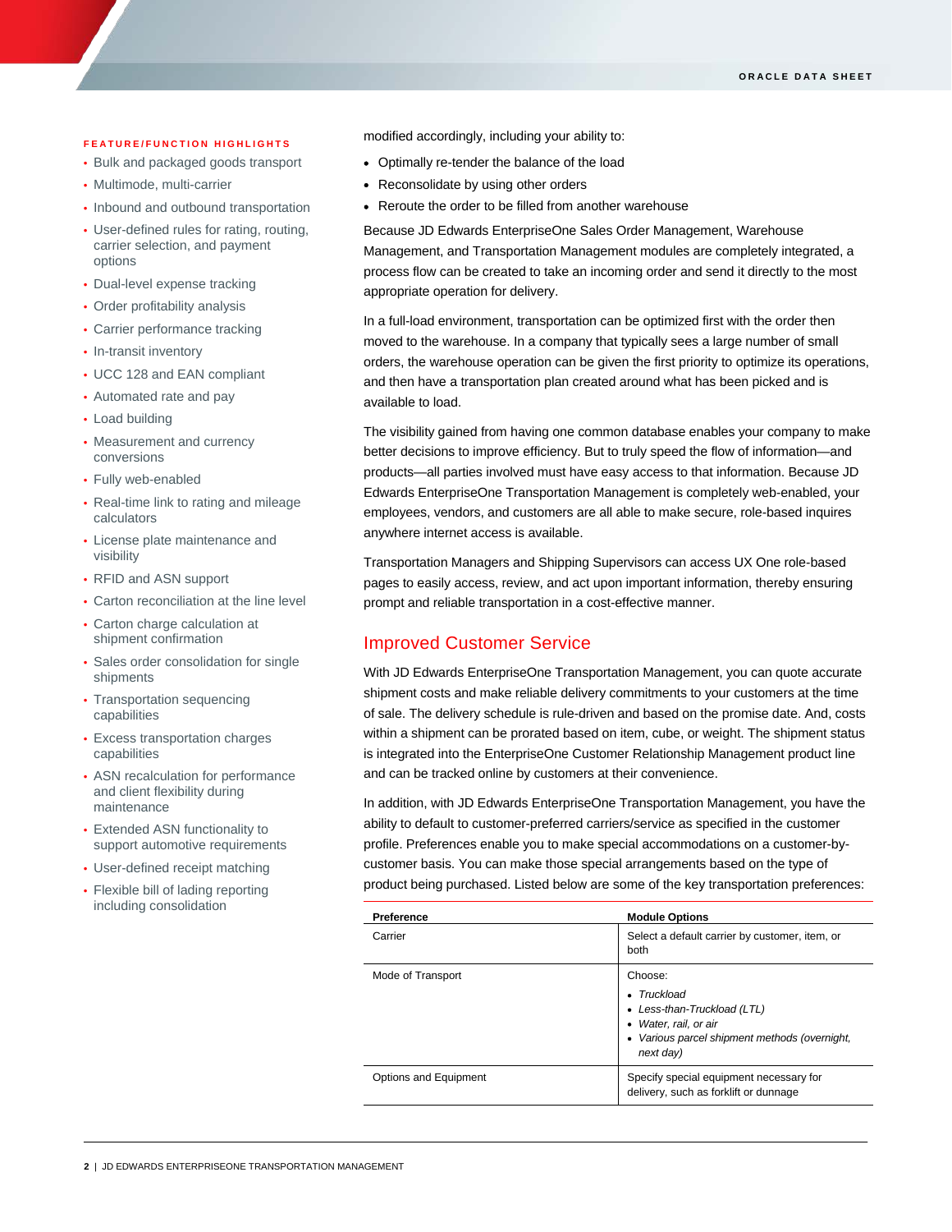### FEATURE/FUNCTION HIGHLIGHTS

- Bulk and packaged goods transport
- Multimode, multi-carrier
- Inbound and outbound transportation
- User-defined rules for rating, routing, carrier selection, and payment options
- Dual-level expense tracking
- Order profitability analysis
- Carrier performance tracking
- In-transit inventory
- UCC 128 and EAN compliant
- Automated rate and pay
- Load building
- Measurement and currency conversions
- Fully web-enabled
- Real-time link to rating and mileage calculators
- License plate maintenance and visibility
- RFID and ASN support
- Carton reconciliation at the line level
- Carton charge calculation at shipment confirmation
- Sales order consolidation for single shipments
- Transportation sequencing capabilities
- Excess transportation charges capabilities
- ASN recalculation for performance and client flexibility during maintenance
- Extended ASN functionality to support automotive requirements
- User-defined receipt matching
- Flexible bill of lading reporting including consolidation

modified accordingly, including your ability to:

- Optimally re-tender the balance of the load
- Reconsolidate by using other orders
- Reroute the order to be filled from another warehouse

Because JD Edwards EnterpriseOne Sales Order Management, Warehouse Management, and Transportation Management modules are completely integrated, a process flow can be created to take an incoming order and send it directly to the most appropriate operation for delivery.

In a full-load environment, transportation can be optimized first with the order then moved to the warehouse. In a company that typically sees a large number of small orders, the warehouse operation can be given the first priority to optimize its operations, and then have a transportation plan created around what has been picked and is available to load.

The visibility gained from having one common database enables your company to make better decisions to improve efficiency. But to truly speed the flow of information—and products—all parties involved must have easy access to that information. Because JD Edwards EnterpriseOne Transportation Management is completely web-enabled, your employees, vendors, and customers are all able to make secure, role-based inquires anywhere internet access is available.

Transportation Managers and Shipping Supervisors can access UX One role-based pages to easily access, review, and act upon important information, thereby ensuring prompt and reliable transportation in a cost-effective manner.

## Improved Customer Service

With JD Edwards EnterpriseOne Transportation Management, you can quote accurate shipment costs and make reliable delivery commitments to your customers at the time of sale. The delivery schedule is rule-driven and based on the promise date. And, costs within a shipment can be prorated based on item, cube, or weight. The shipment status is integrated into the EnterpriseOne Customer Relationship Management product line and can be tracked online by customers at their convenience.

In addition, with JD Edwards EnterpriseOne Transportation Management, you have the ability to default to customer-preferred carriers/service as specified in the customer profile. Preferences enable you to make special accommodations on a customer-by-customer basis. You can make those special arrangements based on the type of product being purchased. Listed below are some of the key transportation preferences:

| Preference | Module Options |
|---|---|
| Carrier | Select a default carrier by customer, item, or both |
| Mode of Transport | Choose:<br>• *Truckload*<br>• *Less-than-Truckload (LTL)*<br>• *Water, rail, or air*<br>• *Various parcel shipment methods (overnight, next day)* |
| Options and Equipment | Specify special equipment necessary for delivery, such as forklift or dunnage |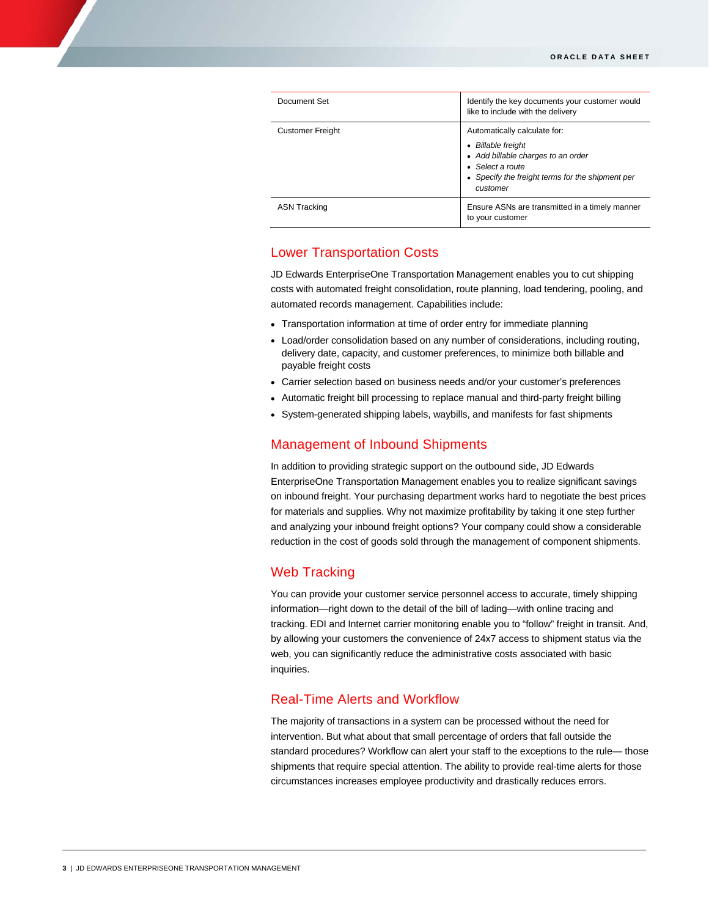| Document Set | Identify the key documents your customer would like to include with the delivery |
|---|---|
| Customer Freight | Automatically calculate for:<br>• *Billable freight*<br>• *Add billable charges to an order*<br>• *Select a route*<br>• *Specify the freight terms for the shipment per customer* |
| ASN Tracking | Ensure ASNs are transmitted in a timely manner to your customer |

## Lower Transportation Costs

JD Edwards EnterpriseOne Transportation Management enables you to cut shipping costs with automated freight consolidation, route planning, load tendering, pooling, and automated records management. Capabilities include:

- Transportation information at time of order entry for immediate planning
- Load/order consolidation based on any number of considerations, including routing, delivery date, capacity, and customer preferences, to minimize both billable and payable freight costs
- Carrier selection based on business needs and/or your customer's preferences
- Automatic freight bill processing to replace manual and third-party freight billing
- System-generated shipping labels, waybills, and manifests for fast shipments

## Management of Inbound Shipments

In addition to providing strategic support on the outbound side, JD Edwards EnterpriseOne Transportation Management enables you to realize significant savings on inbound freight. Your purchasing department works hard to negotiate the best prices for materials and supplies. Why not maximize profitability by taking it one step further and analyzing your inbound freight options? Your company could show a considerable reduction in the cost of goods sold through the management of component shipments.

## Web Tracking

You can provide your customer service personnel access to accurate, timely shipping information—right down to the detail of the bill of lading—with online tracing and tracking. EDI and Internet carrier monitoring enable you to "follow" freight in transit. And, by allowing your customers the convenience of 24x7 access to shipment status via the web, you can significantly reduce the administrative costs associated with basic inquiries.

## Real-Time Alerts and Workflow

The majority of transactions in a system can be processed without the need for intervention. But what about that small percentage of orders that fall outside the standard procedures? Workflow can alert your staff to the exceptions to the rule— those shipments that require special attention. The ability to provide real-time alerts for those circumstances increases employee productivity and drastically reduces errors.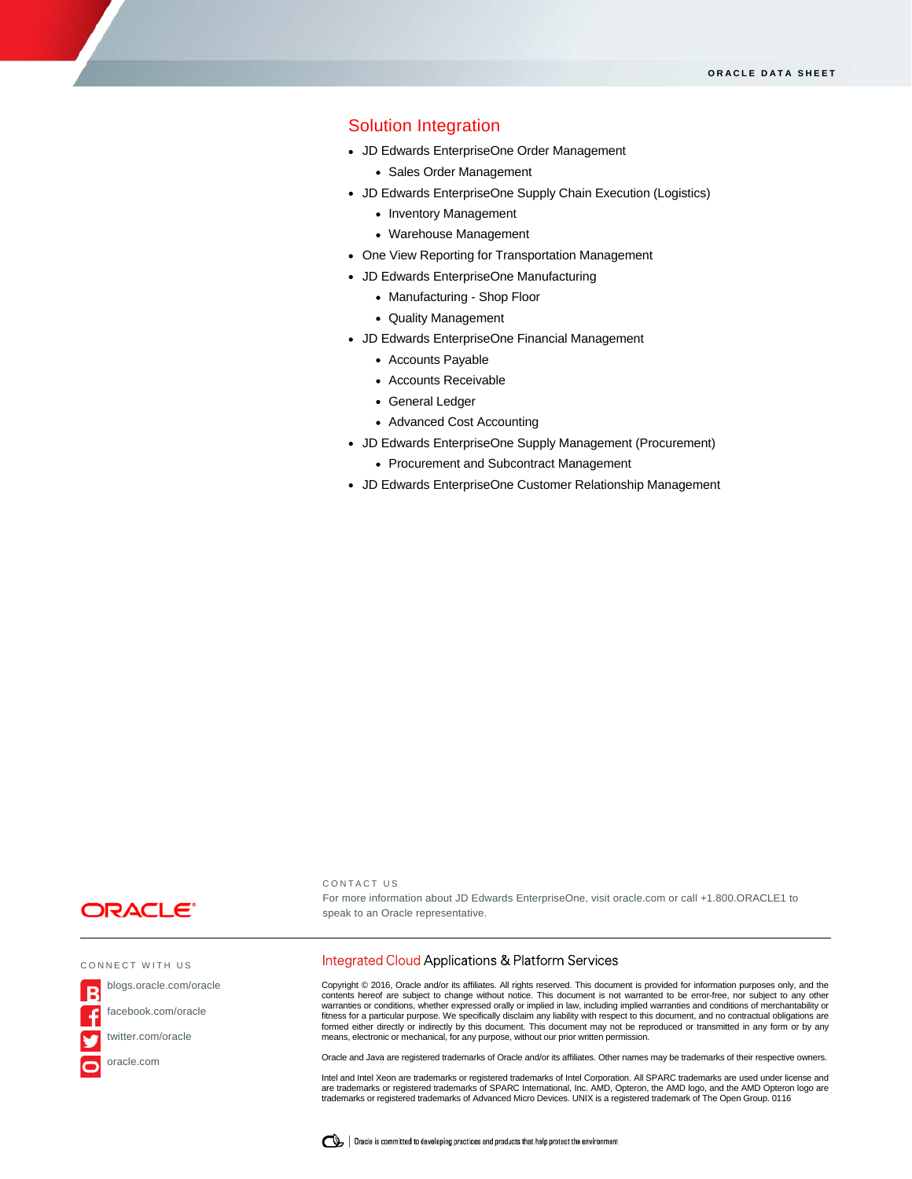## Solution Integration

- JD Edwards EnterpriseOne Order Management
  - Sales Order Management
- JD Edwards EnterpriseOne Supply Chain Execution (Logistics)
  - Inventory Management
  - Warehouse Management
- One View Reporting for Transportation Management
- JD Edwards EnterpriseOne Manufacturing
  - Manufacturing - Shop Floor
  - Quality Management
- JD Edwards EnterpriseOne Financial Management
  - Accounts Payable
  - Accounts Receivable
  - General Ledger
  - Advanced Cost Accounting
- JD Edwards EnterpriseOne Supply Management (Procurement)
  - Procurement and Subcontract Management
- JD Edwards EnterpriseOne Customer Relationship Management

CONTACT US

For more information about JD Edwards EnterpriseOne, visit oracle.com or call +1.800.ORACLE1 to speak to an Oracle representative.

ORACLE®

CONNECT WITH US

blogs.oracle.com/oracle

facebook.com/oracle

twitter.com/oracle

oracle.com

Integrated Cloud Applications & Platform Services

Copyright © 2016, Oracle and/or its affiliates. All rights reserved. This document is provided for information purposes only, and the contents hereof are subject to change without notice. This document is not warranted to be error-free, nor subject to any other warranties or conditions, whether expressed orally or implied in law, including implied warranties and conditions of merchantability or fitness for a particular purpose. We specifically disclaim any liability with respect to this document, and no contractual obligations are formed either directly or indirectly by this document. This document may not be reproduced or transmitted in any form or by any means, electronic or mechanical, for any purpose, without our prior written permission.

Oracle and Java are registered trademarks of Oracle and/or its affiliates. Other names may be trademarks of their respective owners.

Intel and Intel Xeon are trademarks or registered trademarks of Intel Corporation. All SPARC trademarks are used under license and are trademarks or registered trademarks of SPARC International, Inc. AMD, Opteron, the AMD logo, and the AMD Opteron logo are trademarks or registered trademarks of Advanced Micro Devices. UNIX is a registered trademark of The Open Group. 0116

Oracle is committed to developing practices and products that help protect the environment